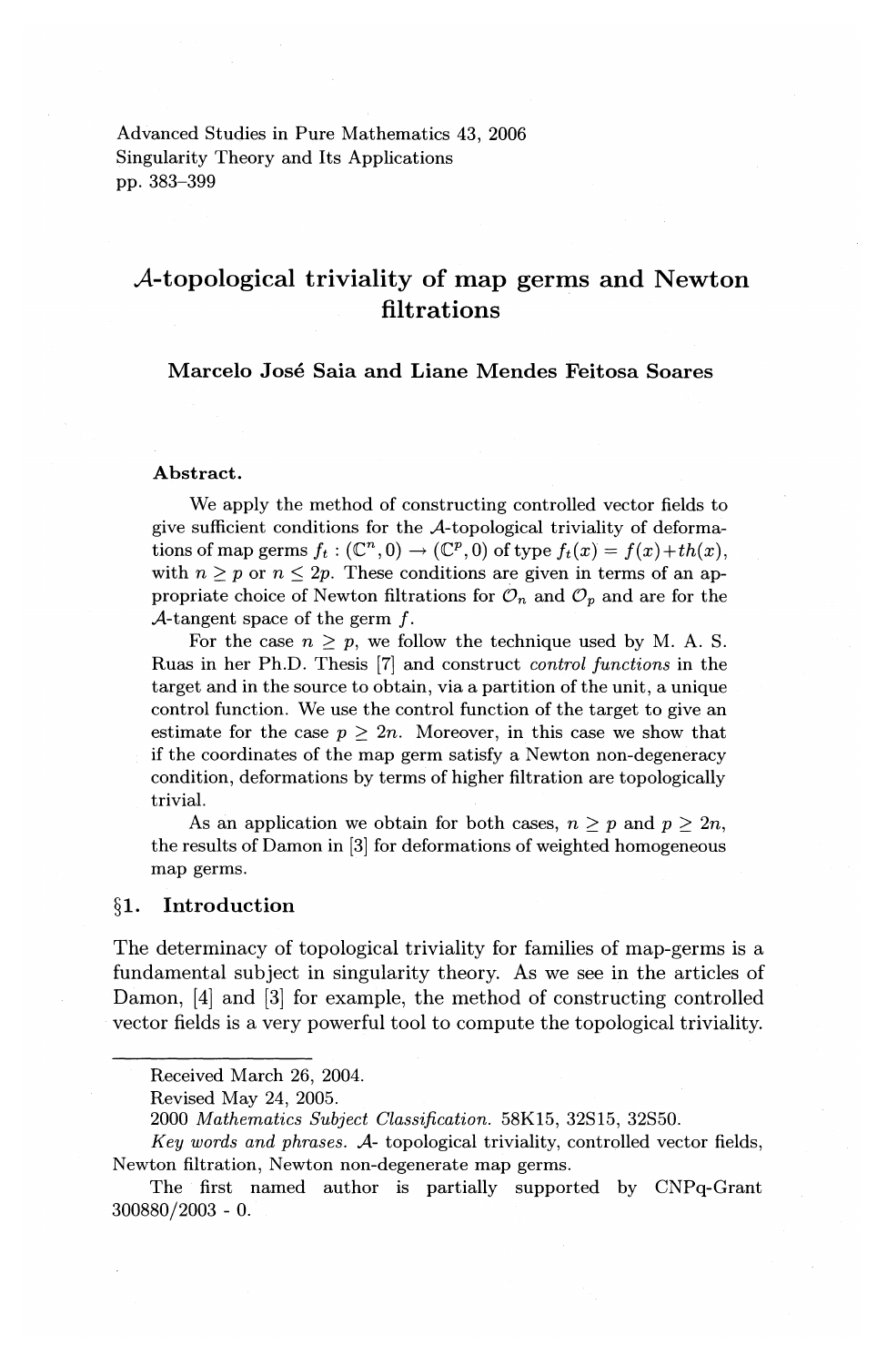Advanced Studies in Pure Mathematics 43, 2006
Singularity Theory and Its Applications
pp. 383–399

# $\mathcal{A}$-topological triviality of map germs and Newton filtrations

**Marcelo José Saia and Liane Mendes Feitosa Soares**

**Abstract.**

We apply the method of constructing controlled vector fields to give sufficient conditions for the $\mathcal{A}$-topological triviality of deformations of map germs $f_t : (\mathbb{C}^n, 0) \to (\mathbb{C}^p, 0)$ of type $f_t(x) = f(x) + th(x)$, with $n \geq p$ or $n \leq 2p$. These conditions are given in terms of an appropriate choice of Newton filtrations for $\mathcal{O}_n$ and $\mathcal{O}_p$ and are for the $\mathcal{A}$-tangent space of the germ $f$.

For the case $n \geq p$, we follow the technique used by M. A. S. Ruas in her Ph.D. Thesis [7] and construct *control functions* in the target and in the source to obtain, via a partition of the unit, a unique control function. We use the control function of the target to give an estimate for the case $p \geq 2n$. Moreover, in this case we show that if the coordinates of the map germ satisfy a Newton non-degeneracy condition, deformations by terms of higher filtration are topologically trivial.

As an application we obtain for both cases, $n \geq p$ and $p \geq 2n$, the results of Damon in [3] for deformations of weighted homogeneous map germs.

## §1. Introduction

The determinacy of topological triviality for families of map-germs is a fundamental subject in singularity theory. As we see in the articles of Damon, [4] and [3] for example, the method of constructing controlled vector fields is a very powerful tool to compute the topological triviality.

---

Received March 26, 2004.

Revised May 24, 2005.

2000 *Mathematics Subject Classification.* 58K15, 32S15, 32S50.

*Key words and phrases.* $\mathcal{A}$- topological triviality, controlled vector fields, Newton filtration, Newton non-degenerate map germs.

The first named author is partially supported by CNPq-Grant 300880/2003 - 0.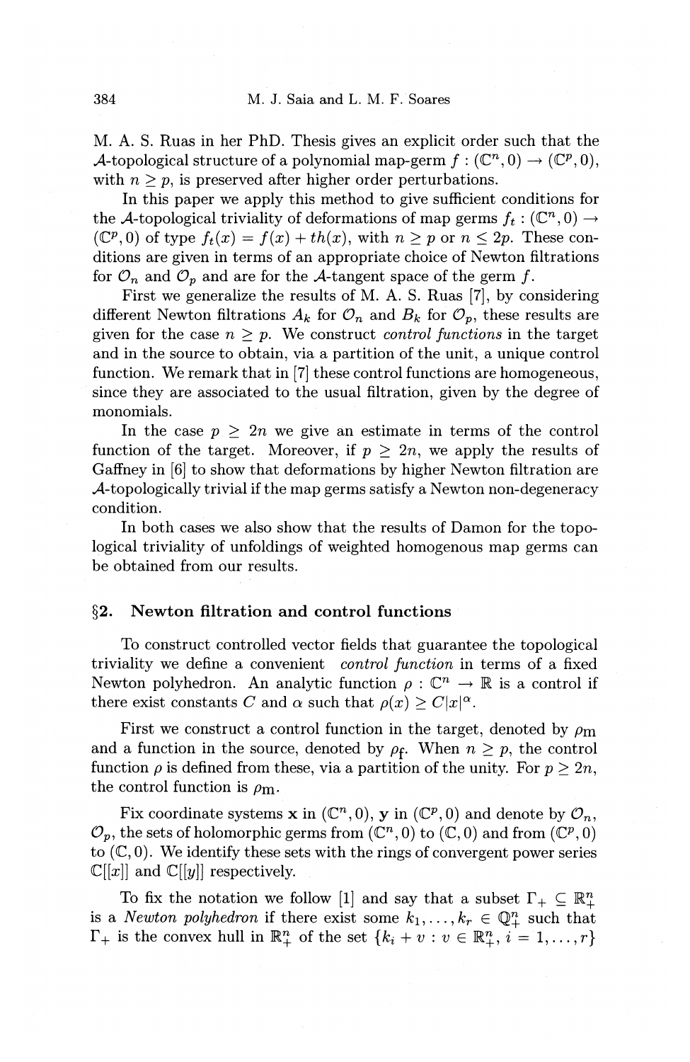M. A. S. Ruas in her PhD. Thesis gives an explicit order such that the $\mathcal{A}$-topological structure of a polynomial map-germ $f : (\mathbb{C}^n, 0) \to (\mathbb{C}^p, 0)$, with $n \geq p$, is preserved after higher order perturbations.

In this paper we apply this method to give sufficient conditions for the $\mathcal{A}$-topological triviality of deformations of map germs $f_t : (\mathbb{C}^n, 0) \to (\mathbb{C}^p, 0)$ of type $f_t(x) = f(x) + th(x)$, with $n \geq p$ or $n \leq 2p$. These conditions are given in terms of an appropriate choice of Newton filtrations for $\mathcal{O}_n$ and $\mathcal{O}_p$ and are for the $\mathcal{A}$-tangent space of the germ $f$.

First we generalize the results of M. A. S. Ruas [7], by considering different Newton filtrations $A_k$ for $\mathcal{O}_n$ and $B_k$ for $\mathcal{O}_p$, these results are given for the case $n \geq p$. We construct *control functions* in the target and in the source to obtain, via a partition of the unit, a unique control function. We remark that in [7] these control functions are homogeneous, since they are associated to the usual filtration, given by the degree of monomials.

In the case $p \geq 2n$ we give an estimate in terms of the control function of the target. Moreover, if $p \geq 2n$, we apply the results of Gaffney in [6] to show that deformations by higher Newton filtration are $\mathcal{A}$-topologically trivial if the map germs satisfy a Newton non-degeneracy condition.

In both cases we also show that the results of Damon for the topological triviality of unfoldings of weighted homogenous map germs can be obtained from our results.

## §2. Newton filtration and control functions

To construct controlled vector fields that guarantee the topological triviality we define a convenient *control function* in terms of a fixed Newton polyhedron. An analytic function $\rho : \mathbb{C}^n \to \mathbb{R}$ is a control if there exist constants $C$ and $\alpha$ such that $\rho(x) \geq C|x|^\alpha$.

First we construct a control function in the target, denoted by $\rho_{\mathrm{m}}$ and a function in the source, denoted by $\rho_{\mathrm{f}}$. When $n \geq p$, the control function $\rho$ is defined from these, via a partition of the unity. For $p \geq 2n$, the control function is $\rho_{\mathrm{m}}$.

Fix coordinate systems $\mathbf{x}$ in $(\mathbb{C}^n, 0)$, $\mathbf{y}$ in $(\mathbb{C}^p, 0)$ and denote by $\mathcal{O}_n$, $\mathcal{O}_p$, the sets of holomorphic germs from $(\mathbb{C}^n, 0)$ to $(\mathbb{C}, 0)$ and from $(\mathbb{C}^p, 0)$ to $(\mathbb{C}, 0)$. We identify these sets with the rings of convergent power series $\mathbb{C}[[x]]$ and $\mathbb{C}[[y]]$ respectively.

To fix the notation we follow [1] and say that a subset $\Gamma_+ \subseteq \mathbb{R}^n_+$ is a *Newton polyhedron* if there exist some $k_1, \ldots, k_r \in \mathbb{Q}^n_+$ such that $\Gamma_+$ is the convex hull in $\mathbb{R}^n_+$ of the set $\{k_i + v : v \in \mathbb{R}^n_+,\ i = 1, \ldots, r\}$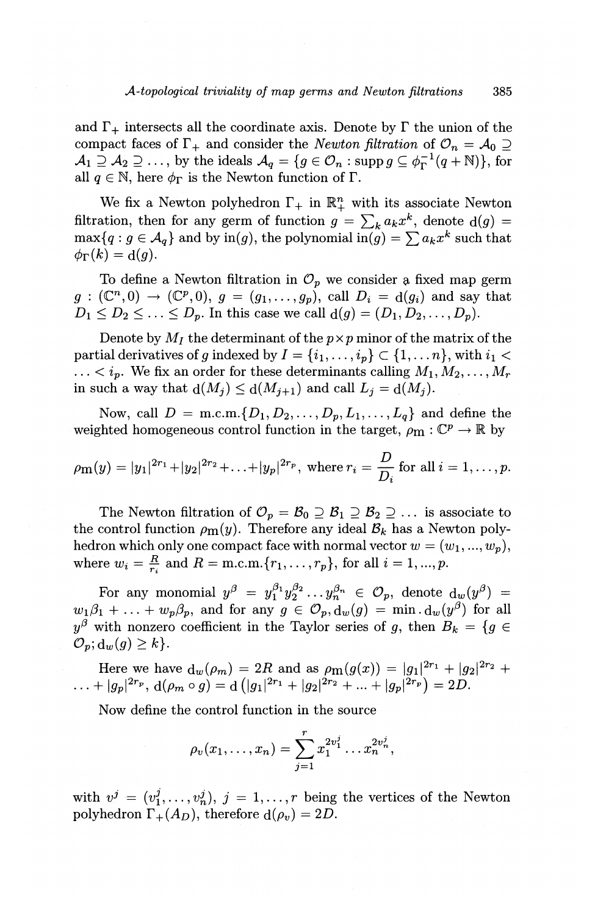and $\Gamma_+$ intersects all the coordinate axis. Denote by $\Gamma$ the union of the compact faces of $\Gamma_+$ and consider the *Newton filtration* of $\mathcal{O}_n = \mathcal{A}_0 \supseteq \mathcal{A}_1 \supseteq \mathcal{A}_2 \supseteq \ldots$, by the ideals $\mathcal{A}_q = \{g \in \mathcal{O}_n : \operatorname{supp} g \subseteq \phi_\Gamma^{-1}(q + \mathbb{N})\}$, for all $q \in \mathbb{N}$, here $\phi_\Gamma$ is the Newton function of $\Gamma$.

We fix a Newton polyhedron $\Gamma_+$ in $\mathbb{R}^n_+$ with its associate Newton filtration, then for any germ of function $g = \sum_k a_k x^k$, denote $\mathrm{d}(g) = \max\{q : g \in \mathcal{A}_q\}$ and by $\mathrm{in}(g)$, the polynomial $\mathrm{in}(g) = \sum a_k x^k$ such that $\phi_\Gamma(k) = \mathrm{d}(g)$.

To define a Newton filtration in $\mathcal{O}_p$ we consider a fixed map germ $g : (\mathbb{C}^n, 0) \to (\mathbb{C}^p, 0)$, $g = (g_1, \ldots, g_p)$, call $D_i = \mathrm{d}(g_i)$ and say that $D_1 \leq D_2 \leq \ldots \leq D_p$. In this case we call $\mathrm{d}(g) = (D_1, D_2, \ldots, D_p)$.

Denote by $M_I$ the determinant of the $p \times p$ minor of the matrix of the partial derivatives of $g$ indexed by $I = \{i_1, \ldots, i_p\} \subset \{1, \ldots n\}$, with $i_1 < \ldots < i_p$. We fix an order for these determinants calling $M_1, M_2, \ldots, M_r$ in such a way that $\mathrm{d}(M_j) \leq \mathrm{d}(M_{j+1})$ and call $L_j = \mathrm{d}(M_j)$.

Now, call $D = \text{m.c.m.}\{D_1, D_2, \ldots, D_p, L_1, \ldots, L_q\}$ and define the weighted homogeneous control function in the target, $\rho_{\mathrm{m}} : \mathbb{C}^p \to \mathbb{R}$ by

$$\rho_{\mathrm{m}}(y) = |y_1|^{2r_1} + |y_2|^{2r_2} + \ldots + |y_p|^{2r_p}, \text{ where } r_i = \frac{D}{D_i} \text{ for all } i = 1, \ldots, p.$$

The Newton filtration of $\mathcal{O}_p = \mathcal{B}_0 \supseteq \mathcal{B}_1 \supseteq \mathcal{B}_2 \supseteq \ldots$ is associate to the control function $\rho_{\mathrm{m}}(y)$. Therefore any ideal $\mathcal{B}_k$ has a Newton polyhedron which only one compact face with normal vector $w = (w_1, ..., w_p)$, where $w_i = \frac{R}{r_i}$ and $R = \text{m.c.m.}\{r_1, \ldots, r_p\}$, for all $i = 1, ..., p$.

For any monomial $y^\beta = y_1^{\beta_1} y_2^{\beta_2} \ldots y_n^{\beta_n} \in \mathcal{O}_p$, denote $\mathrm{d}_w(y^\beta) = w_1\beta_1 + \ldots + w_p\beta_p$, and for any $g \in \mathcal{O}_p, \mathrm{d}_w(g) = \min . \mathrm{d}_w(y^\beta)$ for all $y^\beta$ with nonzero coefficient in the Taylor series of $g$, then $\mathcal{B}_k = \{g \in \mathcal{O}_p ; \mathrm{d}_w(g) \geq k\}$.

Here we have $\mathrm{d}_w(\rho_m) = 2R$ and as $\rho_{\mathrm{m}}(g(x)) = |g_1|^{2r_1} + |g_2|^{2r_2} + \ldots + |g_p|^{2r_p}$, $\mathrm{d}(\rho_m \circ g) = \mathrm{d}\left(|g_1|^{2r_1} + |g_2|^{2r_2} + \ldots + |g_p|^{2r_p}\right) = 2D$.

Now define the control function in the source

$$\rho_v(x_1, \ldots, x_n) = \sum_{j=1}^{r} x_1^{2v_1^j} \ldots x_n^{2v_n^j},$$

with $v^j = (v_1^j, \ldots, v_n^j)$, $j = 1, \ldots, r$ being the vertices of the Newton polyhedron $\Gamma_+(A_D)$, therefore $\mathrm{d}(\rho_v) = 2D$.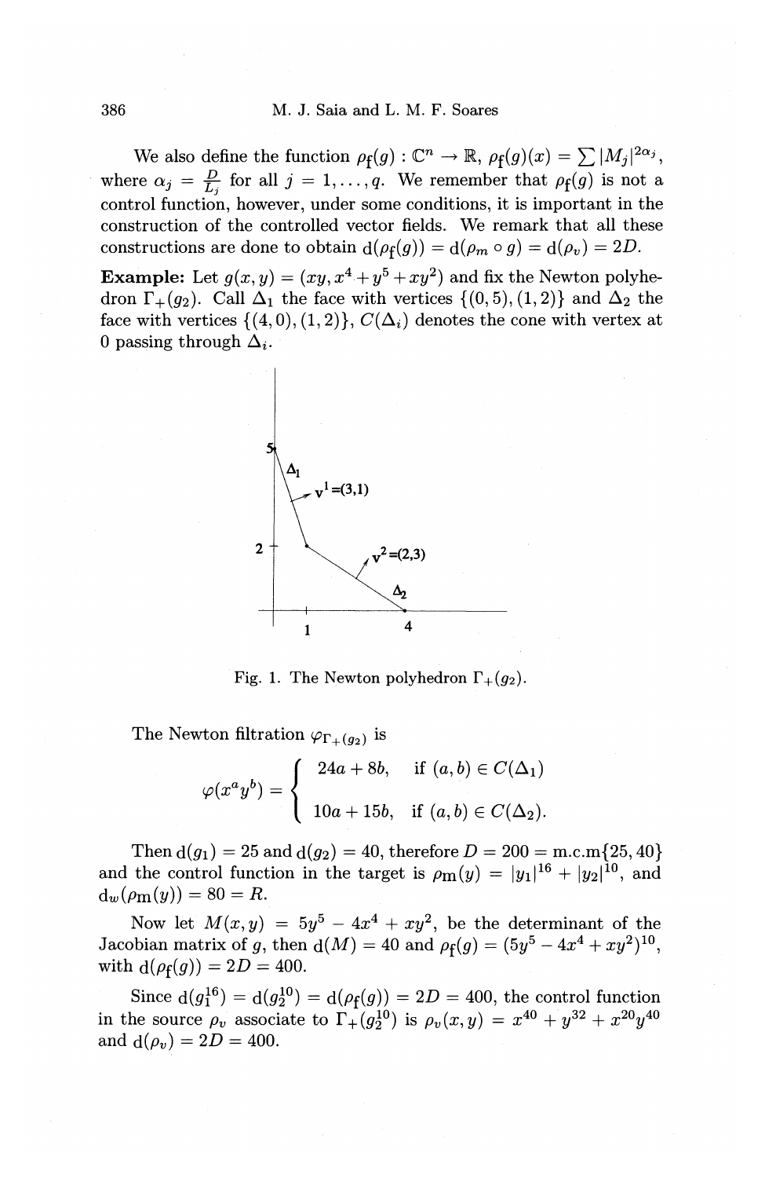We also define the function $\rho_f(g) : \mathbb{C}^n \to \mathbb{R}$, $\rho_f(g)(x) = \sum |M_j|^{2\alpha_j}$, where $\alpha_j = \frac{D}{L_j}$ for all $j = 1, \ldots, q$. We remember that $\rho_f(g)$ is not a control function, however, under some conditions, it is important in the construction of the controlled vector fields. We remark that all these constructions are done to obtain $\mathrm{d}(\rho_f(g)) = \mathrm{d}(\rho_m \circ g) = \mathrm{d}(\rho_v) = 2D$.

**Example:** Let $g(x,y) = (xy, x^4 + y^5 + xy^2)$ and fix the Newton polyhedron $\Gamma_+(g_2)$. Call $\Delta_1$ the face with vertices $\{(0,5),(1,2)\}$ and $\Delta_2$ the face with vertices $\{(4,0),(1,2)\}$, $C(\Delta_i)$ denotes the cone with vertex at 0 passing through $\Delta_i$.

Fig. 1. The Newton polyhedron $\Gamma_+(g_2)$.

The Newton filtration $\varphi_{\Gamma_+(g_2)}$ is

$$\varphi(x^a y^b) = \begin{cases} 24a + 8b, & \text{if } (a,b) \in C(\Delta_1) \\ 10a + 15b, & \text{if } (a,b) \in C(\Delta_2). \end{cases}$$

Then $\mathrm{d}(g_1) = 25$ and $\mathrm{d}(g_2) = 40$, therefore $D = 200 = \text{m.c.m}\{25, 40\}$ and the control function in the target is $\rho_{\mathrm{m}}(y) = |y_1|^{16} + |y_2|^{10}$, and $\mathrm{d}_w(\rho_{\mathrm{m}}(y)) = 80 = R$.

Now let $M(x,y) = 5y^5 - 4x^4 + xy^2$, be the determinant of the Jacobian matrix of $g$, then $\mathrm{d}(M) = 40$ and $\rho_f(g) = (5y^5 - 4x^4 + xy^2)^{10}$, with $\mathrm{d}(\rho_f(g)) = 2D = 400$.

Since $\mathrm{d}(g_1^{16}) = \mathrm{d}(g_2^{10}) = \mathrm{d}(\rho_f(g)) = 2D = 400$, the control function in the source $\rho_v$ associate to $\Gamma_+(g_2^{10})$ is $\rho_v(x,y) = x^{40} + y^{32} + x^{20}y^{40}$ and $\mathrm{d}(\rho_v) = 2D = 400$.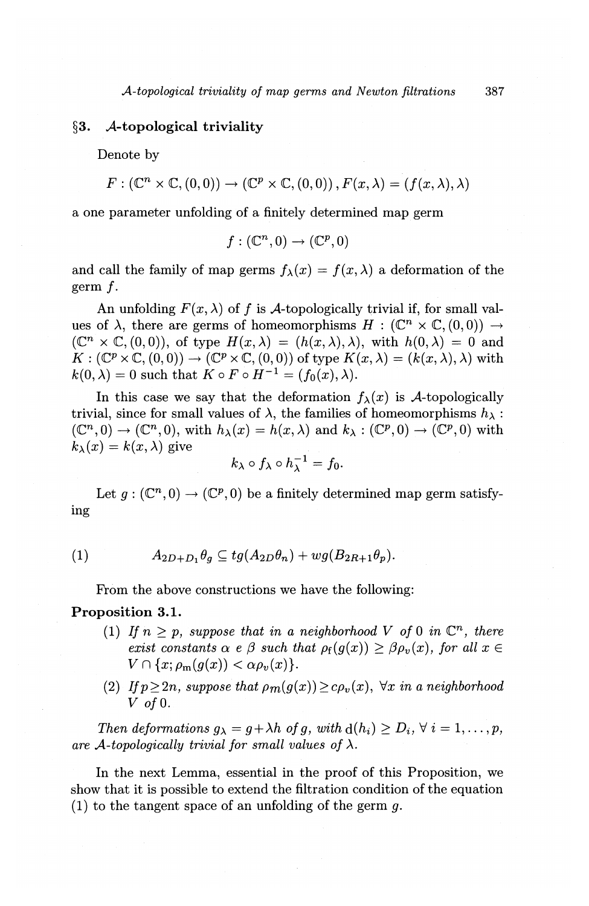## §3. $\mathcal{A}$-topological triviality

Denote by

$$F : (\mathbb{C}^n \times \mathbb{C}, (0,0)) \to (\mathbb{C}^p \times \mathbb{C}, (0,0)) \, , F(x,\lambda) = (f(x,\lambda), \lambda)$$

a one parameter unfolding of a finitely determined map germ

$$f : (\mathbb{C}^n, 0) \to (\mathbb{C}^p, 0)$$

and call the family of map germs $f_\lambda(x) = f(x, \lambda)$ a deformation of the germ $f$.

An unfolding $F(x, \lambda)$ of $f$ is $\mathcal{A}$-topologically trivial if, for small values of $\lambda$, there are germs of homeomorphisms $H : (\mathbb{C}^n \times \mathbb{C}, (0,0)) \to (\mathbb{C}^n \times \mathbb{C}, (0,0))$, of type $H(x,\lambda) = (h(x,\lambda), \lambda)$, with $h(0,\lambda) = 0$ and $K : (\mathbb{C}^p \times \mathbb{C}, (0,0)) \to (\mathbb{C}^p \times \mathbb{C}, (0,0))$ of type $K(x,\lambda) = (k(x,\lambda), \lambda)$ with $k(0,\lambda) = 0$ such that $K \circ F \circ H^{-1} = (f_0(x), \lambda)$.

In this case we say that the deformation $f_\lambda(x)$ is $\mathcal{A}$-topologically trivial, since for small values of $\lambda$, the families of homeomorphisms $h_\lambda : (\mathbb{C}^n, 0) \to (\mathbb{C}^n, 0)$, with $h_\lambda(x) = h(x, \lambda)$ and $k_\lambda : (\mathbb{C}^p, 0) \to (\mathbb{C}^p, 0)$ with $k_\lambda(x) = k(x, \lambda)$ give

$$k_\lambda \circ f_\lambda \circ h_\lambda^{-1} = f_0.$$

Let $g : (\mathbb{C}^n, 0) \to (\mathbb{C}^p, 0)$ be a finitely determined map germ satisfying

$$A_{2D+D_1}\theta_g \subseteq tg(A_{2D}\theta_n) + wg(B_{2R+1}\theta_p). \tag{1}$$

From the above constructions we have the following:

**Proposition 3.1.**

(1) *If $n \geq p$, suppose that in a neighborhood $V$ of $0$ in $\mathbb{C}^n$, there exist constants $\alpha$ e $\beta$ such that $\rho_{\mathrm{f}}(g(x)) \geq \beta \rho_v(x)$, for all $x \in V \cap \{x; \rho_{\mathrm{m}}(g(x)) < \alpha \rho_v(x)\}$.*

(2) *If $p \geq 2n$, suppose that $\rho_m(g(x)) \geq c\rho_v(x)$, $\forall x$ in a neighborhood $V$ of $0$.*

*Then deformations $g_\lambda = g + \lambda h$ of $g$, with $\mathrm{d}(h_i) \geq D_i$, $\forall\, i = 1, \ldots, p$, are $\mathcal{A}$-topologically trivial for small values of $\lambda$.*

In the next Lemma, essential in the proof of this Proposition, we show that it is possible to extend the filtration condition of the equation (1) to the tangent space of an unfolding of the germ $g$.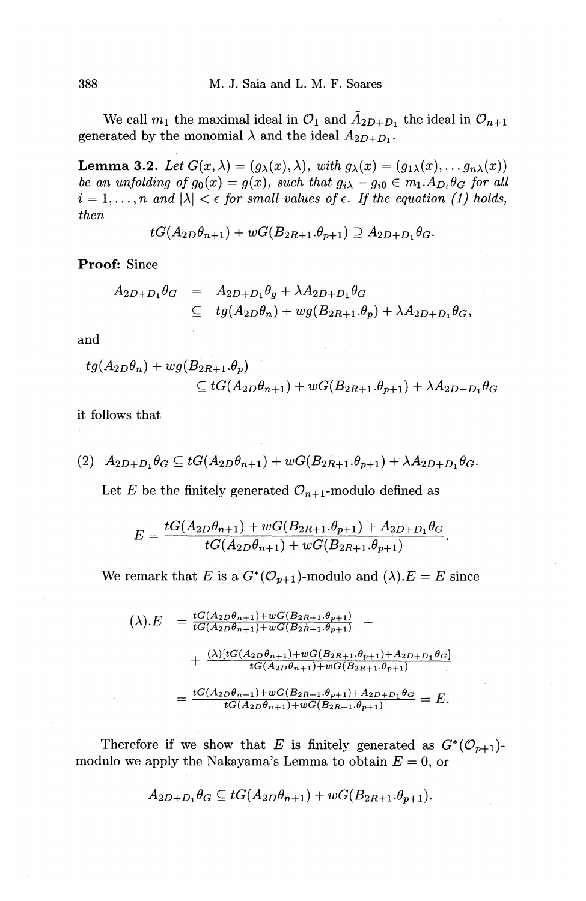We call $m_1$ the maximal ideal in $\mathcal{O}_1$ and $\tilde{A}_{2D+D_1}$ the ideal in $\mathcal{O}_{n+1}$ generated by the monomial $\lambda$ and the ideal $A_{2D+D_1}$.

**Lemma 3.2.** *Let $G(x,\lambda) = (g_\lambda(x), \lambda)$, with $g_\lambda(x) = (g_{1\lambda}(x), \dots g_{n\lambda}(x))$ be an unfolding of $g_0(x) = g(x)$, such that $g_{i\lambda} - g_{i0} \in m_1.A_{D_i}\theta_G$ for all $i = 1, \dots, n$ and $|\lambda| < \epsilon$ for small values of $\epsilon$. If the equation (1) holds, then*

$$tG(A_{2D}\theta_{n+1}) + wG(B_{2R+1}.\theta_{p+1}) \supseteq A_{2D+D_1}\theta_G.$$

**Proof:** Since

$$\begin{aligned} A_{2D+D_1}\theta_G &= A_{2D+D_1}\theta_g + \lambda A_{2D+D_1}\theta_G \\ &\subseteq tg(A_{2D}\theta_n) + wg(B_{2R+1}.\theta_p) + \lambda A_{2D+D_1}\theta_G, \end{aligned}$$

and

$$tg(A_{2D}\theta_n) + wg(B_{2R+1}.\theta_p) \subseteq tG(A_{2D}\theta_{n+1}) + wG(B_{2R+1}.\theta_{p+1}) + \lambda A_{2D+D_1}\theta_G$$

it follows that

$$(2)\quad A_{2D+D_1}\theta_G \subseteq tG(A_{2D}\theta_{n+1}) + wG(B_{2R+1}.\theta_{p+1}) + \lambda A_{2D+D_1}\theta_G.$$

Let $E$ be the finitely generated $\mathcal{O}_{n+1}$-modulo defined as

$$E = \frac{tG(A_{2D}\theta_{n+1}) + wG(B_{2R+1}.\theta_{p+1}) + A_{2D+D_1}\theta_G}{tG(A_{2D}\theta_{n+1}) + wG(B_{2R+1}.\theta_{p+1})}.$$

We remark that $E$ is a $G^*(\mathcal{O}_{p+1})$-modulo and $(\lambda).E = E$ since

$$\begin{aligned} (\lambda).E &= \frac{tG(A_{2D}\theta_{n+1}) + wG(B_{2R+1}.\theta_{p+1})}{tG(A_{2D}\theta_{n+1}) + wG(B_{2R+1}.\theta_{p+1})} + \\ &+ \frac{(\lambda)[tG(A_{2D}\theta_{n+1}) + wG(B_{2R+1}.\theta_{p+1}) + A_{2D+D_1}\theta_G]}{tG(A_{2D}\theta_{n+1}) + wG(B_{2R+1}.\theta_{p+1})} \\ &= \frac{tG(A_{2D}\theta_{n+1}) + wG(B_{2R+1}.\theta_{p+1}) + A_{2D+D_1}\theta_G}{tG(A_{2D}\theta_{n+1}) + wG(B_{2R+1}.\theta_{p+1})} = E. \end{aligned}$$

Therefore if we show that $E$ is finitely generated as $G^*(\mathcal{O}_{p+1})$-modulo we apply the Nakayama's Lemma to obtain $E = 0$, or

$$A_{2D+D_1}\theta_G \subseteq tG(A_{2D}\theta_{n+1}) + wG(B_{2R+1}.\theta_{p+1}).$$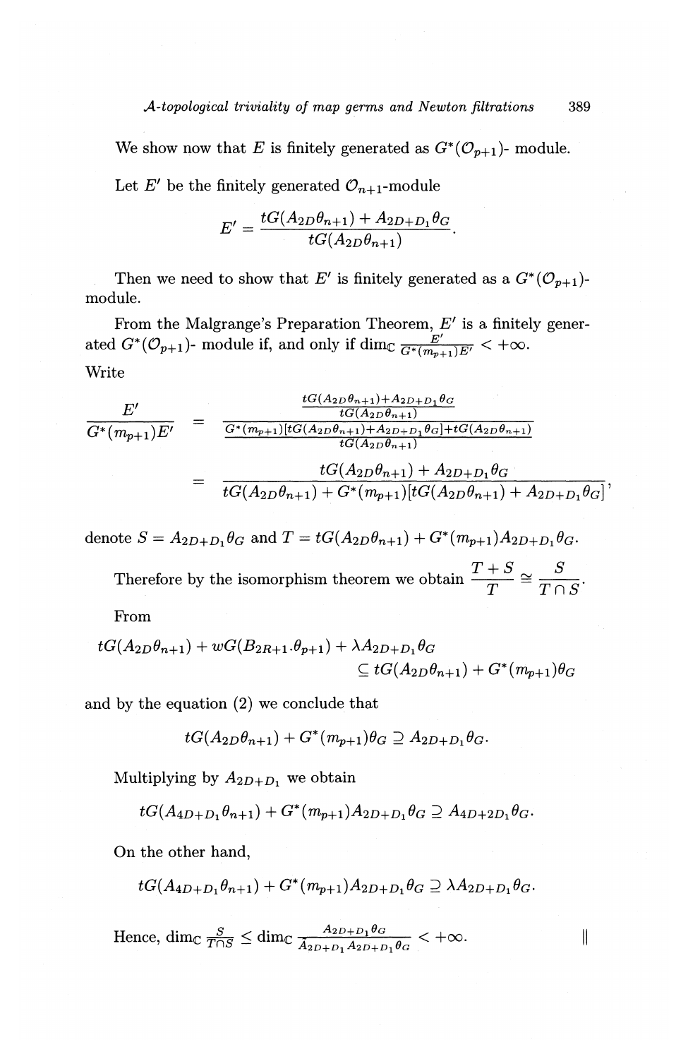We show now that $E$ is finitely generated as $G^*(\mathcal{O}_{p+1})$- module.

Let $E'$ be the finitely generated $\mathcal{O}_{n+1}$-module

$$E' = \frac{tG(A_{2D}\theta_{n+1}) + A_{2D+D_1}\theta_G}{tG(A_{2D}\theta_{n+1})}.$$

Then we need to show that $E'$ is finitely generated as a $G^*(\mathcal{O}_{p+1})$-module.

From the Malgrange's Preparation Theorem, $E'$ is a finitely generated $G^*(\mathcal{O}_{p+1})$- module if, and only if $\dim_{\mathbb{C}} \frac{E'}{G^*(m_{p+1})E'} < +\infty$.

Write

$$\begin{aligned}
\frac{E'}{G^*(m_{p+1})E'} &= \frac{\frac{tG(A_{2D}\theta_{n+1})+A_{2D+D_1}\theta_G}{tG(A_{2D}\theta_{n+1})}}{\frac{G^*(m_{p+1})[tG(A_{2D}\theta_{n+1})+A_{2D+D_1}\theta_G]+tG(A_{2D}\theta_{n+1})}{tG(A_{2D}\theta_{n+1})}} \\
&= \frac{tG(A_{2D}\theta_{n+1}) + A_{2D+D_1}\theta_G}{tG(A_{2D}\theta_{n+1}) + G^*(m_{p+1})[tG(A_{2D}\theta_{n+1}) + A_{2D+D_1}\theta_G]},
\end{aligned}$$

denote $S = A_{2D+D_1}\theta_G$ and $T = tG(A_{2D}\theta_{n+1}) + G^*(m_{p+1})A_{2D+D_1}\theta_G$.

Therefore by the isomorphism theorem we obtain $\dfrac{T+S}{T} \cong \dfrac{S}{T \cap S}$.

From

$$tG(A_{2D}\theta_{n+1}) + wG(B_{2R+1}.\theta_{p+1}) + \lambda A_{2D+D_1}\theta_G \subseteq tG(A_{2D}\theta_{n+1}) + G^*(m_{p+1})\theta_G$$

and by the equation (2) we conclude that

$$tG(A_{2D}\theta_{n+1}) + G^*(m_{p+1})\theta_G \supseteq A_{2D+D_1}\theta_G.$$

Multiplying by $A_{2D+D_1}$ we obtain

$$tG(A_{4D+D_1}\theta_{n+1}) + G^*(m_{p+1})A_{2D+D_1}\theta_G \supseteq A_{4D+2D_1}\theta_G.$$

On the other hand,

$$tG(A_{4D+D_1}\theta_{n+1}) + G^*(m_{p+1})A_{2D+D_1}\theta_G \supseteq \lambda A_{2D+D_1}\theta_G.$$

Hence, $\dim_{\mathbb{C}} \frac{S}{T \cap S} \leq \dim_{\mathbb{C}} \frac{A_{2D+D_1}\theta_G}{A_{2D+D_1}A_{2D+D_1}\theta_G} < +\infty$. $\quad \|$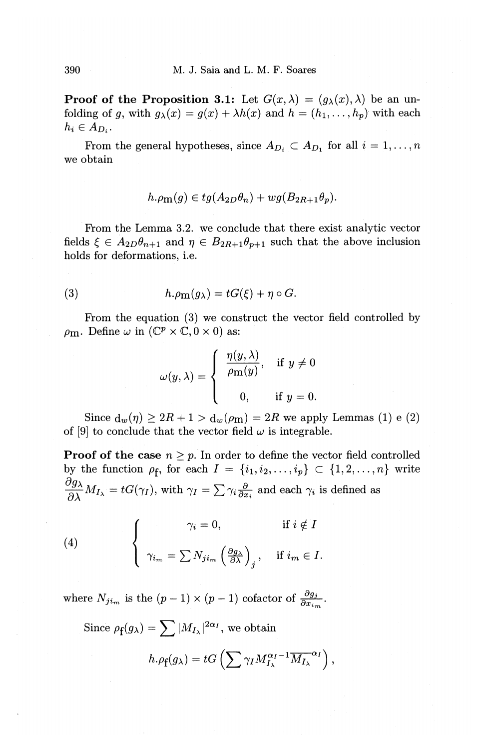**Proof of the Proposition 3.1:** Let $G(x, \lambda) = (g_\lambda(x), \lambda)$ be an unfolding of $g$, with $g_\lambda(x) = g(x) + \lambda h(x)$ and $h = (h_1, \ldots, h_p)$ with each $h_i \in A_{D_i}$.

From the general hypotheses, since $A_{D_i} \subset A_{D_1}$ for all $i = 1, \ldots, n$ we obtain

$$h.\rho_{\mathrm{m}}(g) \in tg(A_{2D}\theta_n) + wg(B_{2R+1}\theta_p).$$

From the Lemma 3.2. we conclude that there exist analytic vector fields $\xi \in A_{2D}\theta_{n+1}$ and $\eta \in B_{2R+1}\theta_{p+1}$ such that the above inclusion holds for deformations, i.e.

$$h.\rho_{\mathrm{m}}(g_\lambda) = tG(\xi) + \eta \circ G. \tag{3}$$

From the equation (3) we construct the vector field controlled by $\rho_{\mathrm{m}}$. Define $\omega$ in $(\mathbb{C}^p \times \mathbb{C}, 0 \times 0)$ as:

$$\omega(y, \lambda) = \begin{cases} \dfrac{\eta(y, \lambda)}{\rho_{\mathrm{m}}(y)}, & \text{if } y \neq 0 \\ 0, & \text{if } y = 0. \end{cases}$$

Since $\mathrm{d}_w(\eta) \geq 2R + 1 > \mathrm{d}_w(\rho_{\mathrm{m}}) = 2R$ we apply Lemmas (1) e (2) of [9] to conclude that the vector field $\omega$ is integrable.

**Proof of the case $n \geq p$.** In order to define the vector field controlled by the function $\rho_{\mathrm{f}}$, for each $I = \{i_1, i_2, \ldots, i_p\} \subset \{1, 2, \ldots, n\}$ write $\dfrac{\partial g_\lambda}{\partial \lambda} M_{I_\lambda} = tG(\gamma_I)$, with $\gamma_I = \sum \gamma_i \frac{\partial}{\partial x_i}$ and each $\gamma_i$ is defined as

$$\begin{cases} \gamma_i = 0, & \text{if } i \notin I \\ \gamma_{i_m} = \sum N_{j i_m} \left(\frac{\partial g_\lambda}{\partial \lambda}\right)_j, & \text{if } i_m \in I. \end{cases} \tag{4}$$

where $N_{j i_m}$ is the $(p-1) \times (p-1)$ cofactor of $\frac{\partial g_j}{\partial x_{i_m}}$.

Since $\rho_{\mathrm{f}}(g_\lambda) = \sum |M_{I_\lambda}|^{2\alpha_I}$, we obtain

$$h.\rho_{\mathrm{f}}(g_\lambda) = tG\left(\sum \gamma_I M_{I_\lambda}^{\alpha_I - 1} \overline{M_{I_\lambda}}^{\alpha_I}\right),$$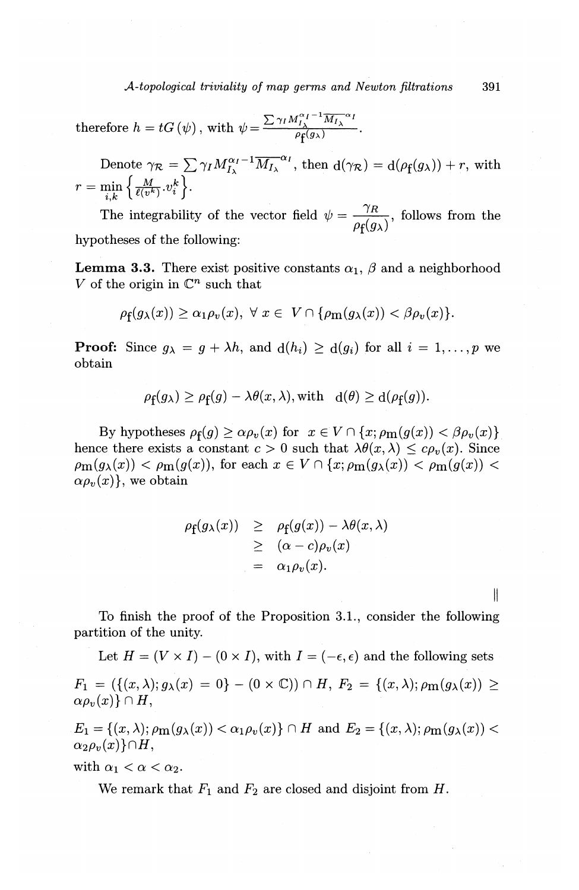therefore $h = tG(\psi)$, with $\psi = \dfrac{\sum \gamma_I M_{I_\lambda}^{\alpha_I - 1} \overline{M_{I_\lambda}}^{\alpha_I}}{\rho_{\mathrm{f}}(g_\lambda)}$.

Denote $\gamma_{\mathcal{R}} = \sum \gamma_I M_{I_\lambda}^{\alpha_I - 1} \overline{M_{I_\lambda}}^{\alpha_I}$, then $\mathrm{d}(\gamma_{\mathcal{R}}) = \mathrm{d}(\rho_{\mathrm{f}}(g_\lambda)) + r$, with $r = \min\limits_{i,k} \left\{ \frac{M}{\ell(v^k)} . v_i^k \right\}$.

The integrability of the vector field $\psi = \dfrac{\gamma_R}{\rho_{\mathrm{f}}(g_\lambda)}$, follows from the hypotheses of the following:

**Lemma 3.3.** There exist positive constants $\alpha_1$, $\beta$ and a neighborhood $V$ of the origin in $\mathbb{C}^n$ such that

$$\rho_{\mathrm{f}}(g_\lambda(x)) \geq \alpha_1 \rho_v(x), \ \forall \ x \in \ V \cap \{\rho_{\mathrm{m}}(g_\lambda(x)) < \beta \rho_v(x)\}.$$

**Proof:** Since $g_\lambda = g + \lambda h$, and $\mathrm{d}(h_i) \geq \mathrm{d}(g_i)$ for all $i = 1, \ldots, p$ we obtain

$$\rho_{\mathrm{f}}(g_\lambda) \geq \rho_{\mathrm{f}}(g) - \lambda \theta(x, \lambda), \text{with } \ \mathrm{d}(\theta) \geq \mathrm{d}(\rho_{\mathrm{f}}(g)).$$

By hypotheses $\rho_{\mathrm{f}}(g) \geq \alpha \rho_v(x)$ for $x \in V \cap \{x; \rho_{\mathrm{m}}(g(x)) < \beta \rho_v(x)\}$ hence there exists a constant $c > 0$ such that $\lambda \theta(x, \lambda) \leq c \rho_v(x)$. Since $\rho_{\mathrm{m}}(g_\lambda(x)) < \rho_{\mathrm{m}}(g(x))$, for each $x \in V \cap \{x; \rho_{\mathrm{m}}(g_\lambda(x)) < \rho_{\mathrm{m}}(g(x)) < \alpha \rho_v(x)\}$, we obtain

$$\begin{aligned}
\rho_{\mathrm{f}}(g_\lambda(x)) &\geq \rho_{\mathrm{f}}(g(x)) - \lambda \theta(x, \lambda) \\
&\geq (\alpha - c) \rho_v(x) \\
&= \alpha_1 \rho_v(x).
\end{aligned}$$

$\|$

To finish the proof of the Proposition 3.1., consider the following partition of the unity.

Let $H = (V \times I) - (0 \times I)$, with $I = (-\epsilon, \epsilon)$ and the following sets

$F_1 = (\{(x, \lambda); g_\lambda(x) = 0\} - (0 \times \mathbb{C})) \cap H$, $F_2 = \{(x, \lambda); \rho_{\mathrm{m}}(g_\lambda(x)) \geq \alpha \rho_v(x)\} \cap H$,

$E_1 = \{(x, \lambda); \rho_{\mathrm{m}}(g_\lambda(x)) < \alpha_1 \rho_v(x)\} \cap H$ and $E_2 = \{(x, \lambda); \rho_{\mathrm{m}}(g_\lambda(x)) < \alpha_2 \rho_v(x)\} \cap H$,

with $\alpha_1 < \alpha < \alpha_2$.

We remark that $F_1$ and $F_2$ are closed and disjoint from $H$.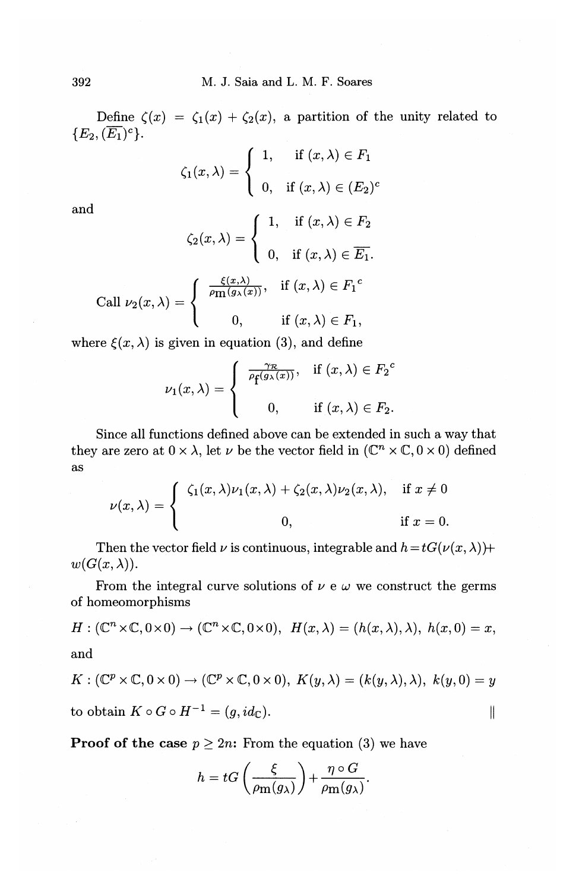Define $\zeta(x) = \zeta_1(x) + \zeta_2(x)$, a partition of the unity related to $\{E_2, (\overline{E_1})^c\}$.

$$\zeta_1(x,\lambda) = \begin{cases} 1, & \text{if } (x,\lambda) \in F_1 \\ 0, & \text{if } (x,\lambda) \in (E_2)^c \end{cases}$$

and

$$\zeta_2(x,\lambda) = \begin{cases} 1, & \text{if } (x,\lambda) \in F_2 \\ 0, & \text{if } (x,\lambda) \in \overline{E_1}. \end{cases}$$

$$\text{Call } \nu_2(x,\lambda) = \begin{cases} \frac{\xi(x,\lambda)}{\rho_{\mathrm{m}}(g_\lambda(x))}, & \text{if } (x,\lambda) \in {F_1}^c \\ 0, & \text{if } (x,\lambda) \in F_1, \end{cases}$$

where $\xi(x,\lambda)$ is given in equation (3), and define

$$\nu_1(x,\lambda) = \begin{cases} \frac{\gamma_{\mathcal{R}}}{\rho_{\mathrm{f}}(g_\lambda(x))}, & \text{if } (x,\lambda) \in {F_2}^c \\ 0, & \text{if } (x,\lambda) \in F_2. \end{cases}$$

Since all functions defined above can be extended in such a way that they are zero at $0 \times \lambda$, let $\nu$ be the vector field in $(\mathbb{C}^n \times \mathbb{C}, 0 \times 0)$ defined as

$$\nu(x,\lambda) = \begin{cases} \zeta_1(x,\lambda)\nu_1(x,\lambda) + \zeta_2(x,\lambda)\nu_2(x,\lambda), & \text{if } x \neq 0 \\ 0, & \text{if } x = 0. \end{cases}$$

Then the vector field $\nu$ is continuous, integrable and $h = tG(\nu(x,\lambda)) + w(G(x,\lambda))$.

From the integral curve solutions of $\nu$ e $\omega$ we construct the germs of homeomorphisms

$H : (\mathbb{C}^n \times \mathbb{C}, 0 \times 0) \to (\mathbb{C}^n \times \mathbb{C}, 0 \times 0)$, $H(x,\lambda) = (h(x,\lambda),\lambda)$, $h(x,0) = x$,

and

$K : (\mathbb{C}^p \times \mathbb{C}, 0 \times 0) \to (\mathbb{C}^p \times \mathbb{C}, 0 \times 0)$, $K(y,\lambda) = (k(y,\lambda),\lambda)$, $k(y,0) = y$

to obtain $K \circ G \circ H^{-1} = (g, id_{\mathbb{C}})$. ||

**Proof of the case $p \geq 2n$:** From the equation (3) we have

$$h = tG\left(\frac{\xi}{\rho_{\mathrm{m}}(g_\lambda)}\right) + \frac{\eta \circ G}{\rho_{\mathrm{m}}(g_\lambda)}.$$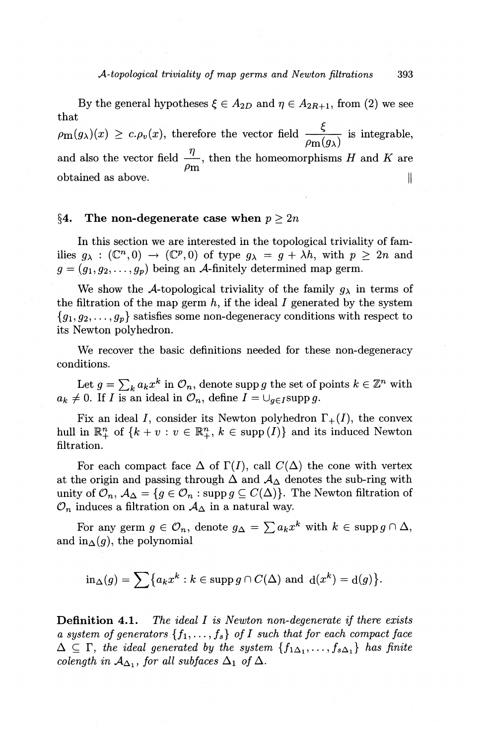By the general hypotheses $\xi \in A_{2D}$ and $\eta \in A_{2R+1}$, from (2) we see that

$\rho_{\mathrm{m}}(g_\lambda)(x) \geq c.\rho_v(x)$, therefore the vector field $\dfrac{\xi}{\rho_{\mathrm{m}}(g_\lambda)}$ is integrable, and also the vector field $\dfrac{\eta}{\rho_{\mathrm{m}}}$, then the homeomorphisms $H$ and $K$ are obtained as above. $\|$

## §4. The non-degenerate case when $p \geq 2n$

In this section we are interested in the topological triviality of families $g_\lambda : (\mathbb{C}^n, 0) \to (\mathbb{C}^p, 0)$ of type $g_\lambda = g + \lambda h$, with $p \geq 2n$ and $g = (g_1, g_2, \ldots, g_p)$ being an $\mathcal{A}$-finitely determined map germ.

We show the $\mathcal{A}$-topological triviality of the family $g_\lambda$ in terms of the filtration of the map germ $h$, if the ideal $I$ generated by the system $\{g_1, g_2, \ldots, g_p\}$ satisfies some non-degeneracy conditions with respect to its Newton polyhedron.

We recover the basic definitions needed for these non-degeneracy conditions.

Let $g = \sum_k a_k x^k$ in $\mathcal{O}_n$, denote $\operatorname{supp} g$ the set of points $k \in \mathbb{Z}^n$ with $a_k \neq 0$. If $I$ is an ideal in $\mathcal{O}_n$, define $I = \cup_{g \in I} \operatorname{supp} g$.

Fix an ideal $I$, consider its Newton polyhedron $\Gamma_+(I)$, the convex hull in $\mathbb{R}^n_+$ of $\{k + v : v \in \mathbb{R}^n_+,\ k \in \operatorname{supp}(I)\}$ and its induced Newton filtration.

For each compact face $\Delta$ of $\Gamma(I)$, call $C(\Delta)$ the cone with vertex at the origin and passing through $\Delta$ and $\mathcal{A}_\Delta$ denotes the sub-ring with unity of $\mathcal{O}_n$, $\mathcal{A}_\Delta = \{g \in \mathcal{O}_n : \operatorname{supp} g \subseteq C(\Delta)\}$. The Newton filtration of $\mathcal{O}_n$ induces a filtration on $\mathcal{A}_\Delta$ in a natural way.

For any germ $g \in \mathcal{O}_n$, denote $g_\Delta = \sum a_k x^k$ with $k \in \operatorname{supp} g \cap \Delta$, and $\operatorname{in}_\Delta(g)$, the polynomial

$$\operatorname{in}_\Delta(g) = \sum \{a_k x^k : k \in \operatorname{supp} g \cap C(\Delta) \text{ and } \mathrm{d}(x^k) = \mathrm{d}(g)\}.$$

**Definition 4.1.** *The ideal $I$ is Newton non-degenerate if there exists a system of generators $\{f_1, \ldots, f_s\}$ of $I$ such that for each compact face $\Delta \subseteq \Gamma$, the ideal generated by the system $\{f_{1\Delta_1}, \ldots, f_{s\Delta_1}\}$ has finite colength in $\mathcal{A}_{\Delta_1}$, for all subfaces $\Delta_1$ of $\Delta$.*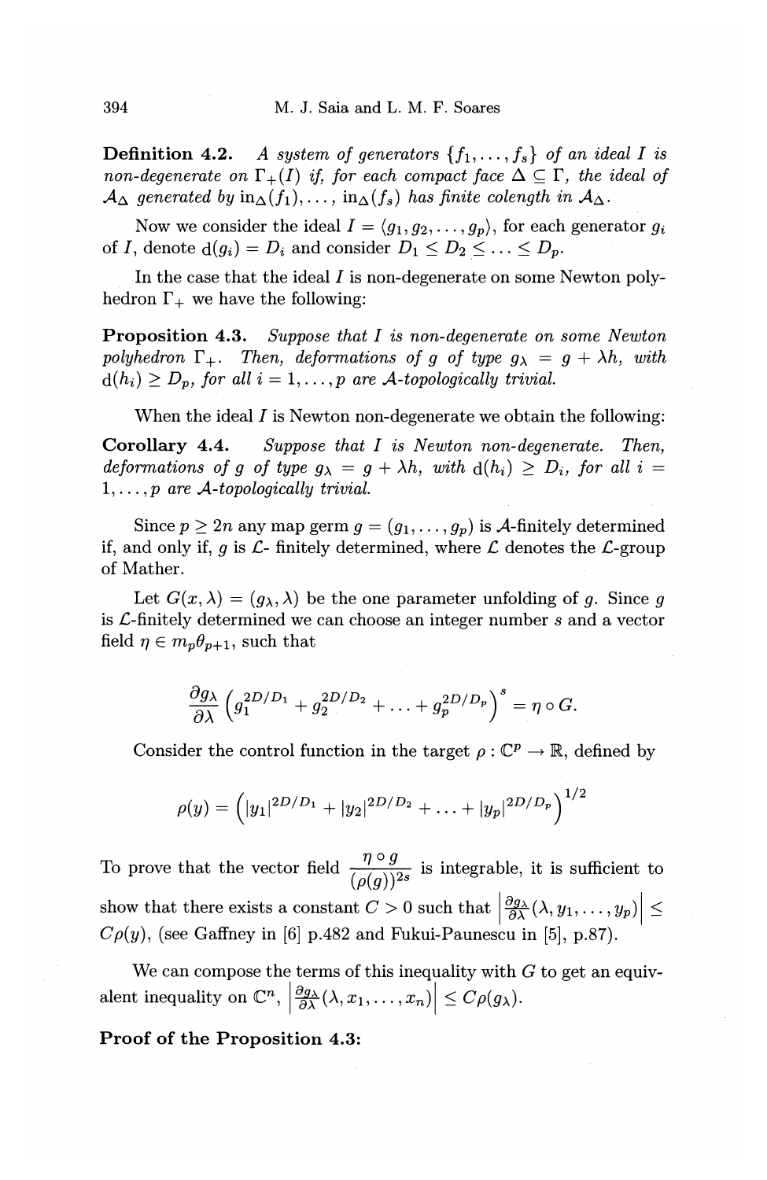**Definition 4.2.** *A system of generators $\{f_1, \ldots, f_s\}$ of an ideal $I$ is non-degenerate on $\Gamma_+(I)$ if, for each compact face $\Delta \subseteq \Gamma$, the ideal of $\mathcal{A}_\Delta$ generated by $\mathrm{in}_\Delta(f_1), \ldots, \mathrm{in}_\Delta(f_s)$ has finite colength in $\mathcal{A}_\Delta$.*

Now we consider the ideal $I = \langle g_1, g_2, \ldots, g_p \rangle$, for each generator $g_i$ of $I$, denote $\mathrm{d}(g_i) = D_i$ and consider $D_1 \leq D_2 \leq \ldots \leq D_p$.

In the case that the ideal $I$ is non-degenerate on some Newton polyhedron $\Gamma_+$ we have the following:

**Proposition 4.3.** *Suppose that $I$ is non-degenerate on some Newton polyhedron $\Gamma_+$. Then, deformations of $g$ of type $g_\lambda = g + \lambda h$, with $\mathrm{d}(h_i) \geq D_p$, for all $i = 1, \ldots, p$ are $\mathcal{A}$-topologically trivial.*

When the ideal $I$ is Newton non-degenerate we obtain the following:

**Corollary 4.4.** *Suppose that $I$ is Newton non-degenerate. Then, deformations of $g$ of type $g_\lambda = g + \lambda h$, with $\mathrm{d}(h_i) \geq D_i$, for all $i = 1, \ldots, p$ are $\mathcal{A}$-topologically trivial.*

Since $p \geq 2n$ any map germ $g = (g_1, \ldots, g_p)$ is $\mathcal{A}$-finitely determined if, and only if, $g$ is $\mathcal{L}$- finitely determined, where $\mathcal{L}$ denotes the $\mathcal{L}$-group of Mather.

Let $G(x, \lambda) = (g_\lambda, \lambda)$ be the one parameter unfolding of $g$. Since $g$ is $\mathcal{L}$-finitely determined we can choose an integer number $s$ and a vector field $\eta \in m_p\theta_{p+1}$, such that

$$\frac{\partial g_\lambda}{\partial \lambda}\left(g_1^{2D/D_1} + g_2^{2D/D_2} + \ldots + g_p^{2D/D_p}\right)^s = \eta \circ G.$$

Consider the control function in the target $\rho : \mathbb{C}^p \to \mathbb{R}$, defined by

$$\rho(y) = \left(|y_1|^{2D/D_1} + |y_2|^{2D/D_2} + \ldots + |y_p|^{2D/D_p}\right)^{1/2}$$

To prove that the vector field $\dfrac{\eta \circ g}{(\rho(g))^{2s}}$ is integrable, it is sufficient to show that there exists a constant $C > 0$ such that $\left|\frac{\partial g_\lambda}{\partial \lambda}(\lambda, y_1, \ldots, y_p)\right| \leq C\rho(y)$, (see Gaffney in [6] p.482 and Fukui-Paunescu in [5], p.87).

We can compose the terms of this inequality with $G$ to get an equivalent inequality on $\mathbb{C}^n$, $\left|\frac{\partial g_\lambda}{\partial \lambda}(\lambda, x_1, \ldots, x_n)\right| \leq C\rho(g_\lambda)$.

**Proof of the Proposition 4.3:**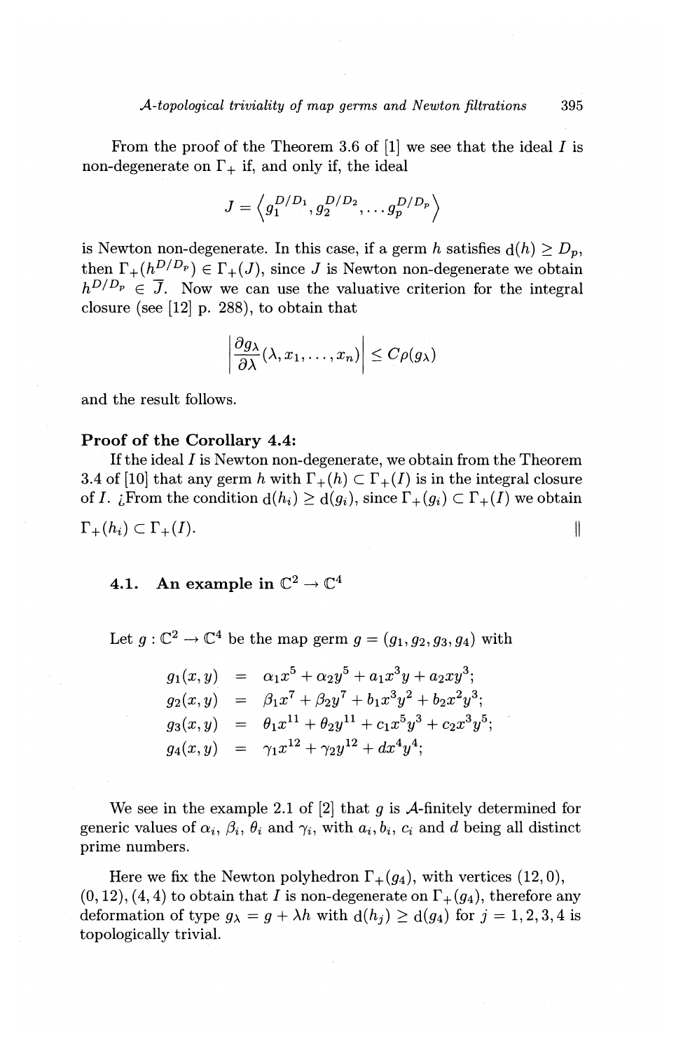From the proof of the Theorem 3.6 of [1] we see that the ideal $I$ is non-degenerate on $\Gamma_+$ if, and only if, the ideal

$$J = \left\langle g_1^{D/D_1}, g_2^{D/D_2}, \dots g_p^{D/D_p} \right\rangle$$

is Newton non-degenerate. In this case, if a germ $h$ satisfies $\mathrm{d}(h) \geq D_p$, then $\Gamma_+(h^{D/D_p}) \in \Gamma_+(J)$, since $J$ is Newton non-degenerate we obtain $h^{D/D_p} \in \overline{J}$. Now we can use the valuative criterion for the integral closure (see [12] p. 288), to obtain that

$$\left| \frac{\partial g_\lambda}{\partial \lambda}(\lambda, x_1, \dots, x_n) \right| \leq C\rho(g_\lambda)$$

and the result follows.

**Proof of the Corollary 4.4:**

If the ideal $I$ is Newton non-degenerate, we obtain from the Theorem 3.4 of [10] that any germ $h$ with $\Gamma_+(h) \subset \Gamma_+(I)$ is in the integral closure of $I$. ¿From the condition $\mathrm{d}(h_i) \geq \mathrm{d}(g_i)$, since $\Gamma_+(g_i) \subset \Gamma_+(I)$ we obtain $\Gamma_+(h_i) \subset \Gamma_+(I)$. ||

### 4.1. An example in $\mathbb{C}^2 \to \mathbb{C}^4$

Let $g : \mathbb{C}^2 \to \mathbb{C}^4$ be the map germ $g = (g_1, g_2, g_3, g_4)$ with

$$\begin{aligned}
g_1(x,y) &= \alpha_1 x^5 + \alpha_2 y^5 + a_1 x^3 y + a_2 x y^3; \\
g_2(x,y) &= \beta_1 x^7 + \beta_2 y^7 + b_1 x^3 y^2 + b_2 x^2 y^3; \\
g_3(x,y) &= \theta_1 x^{11} + \theta_2 y^{11} + c_1 x^5 y^3 + c_2 x^3 y^5; \\
g_4(x,y) &= \gamma_1 x^{12} + \gamma_2 y^{12} + d x^4 y^4;
\end{aligned}$$

We see in the example 2.1 of [2] that $g$ is $\mathcal{A}$-finitely determined for generic values of $\alpha_i$, $\beta_i$, $\theta_i$ and $\gamma_i$, with $a_i, b_i$, $c_i$ and $d$ being all distinct prime numbers.

Here we fix the Newton polyhedron $\Gamma_+(g_4)$, with vertices $(12,0)$, $(0,12)$, $(4,4)$ to obtain that $I$ is non-degenerate on $\Gamma_+(g_4)$, therefore any deformation of type $g_\lambda = g + \lambda h$ with $\mathrm{d}(h_j) \geq \mathrm{d}(g_4)$ for $j = 1,2,3,4$ is topologically trivial.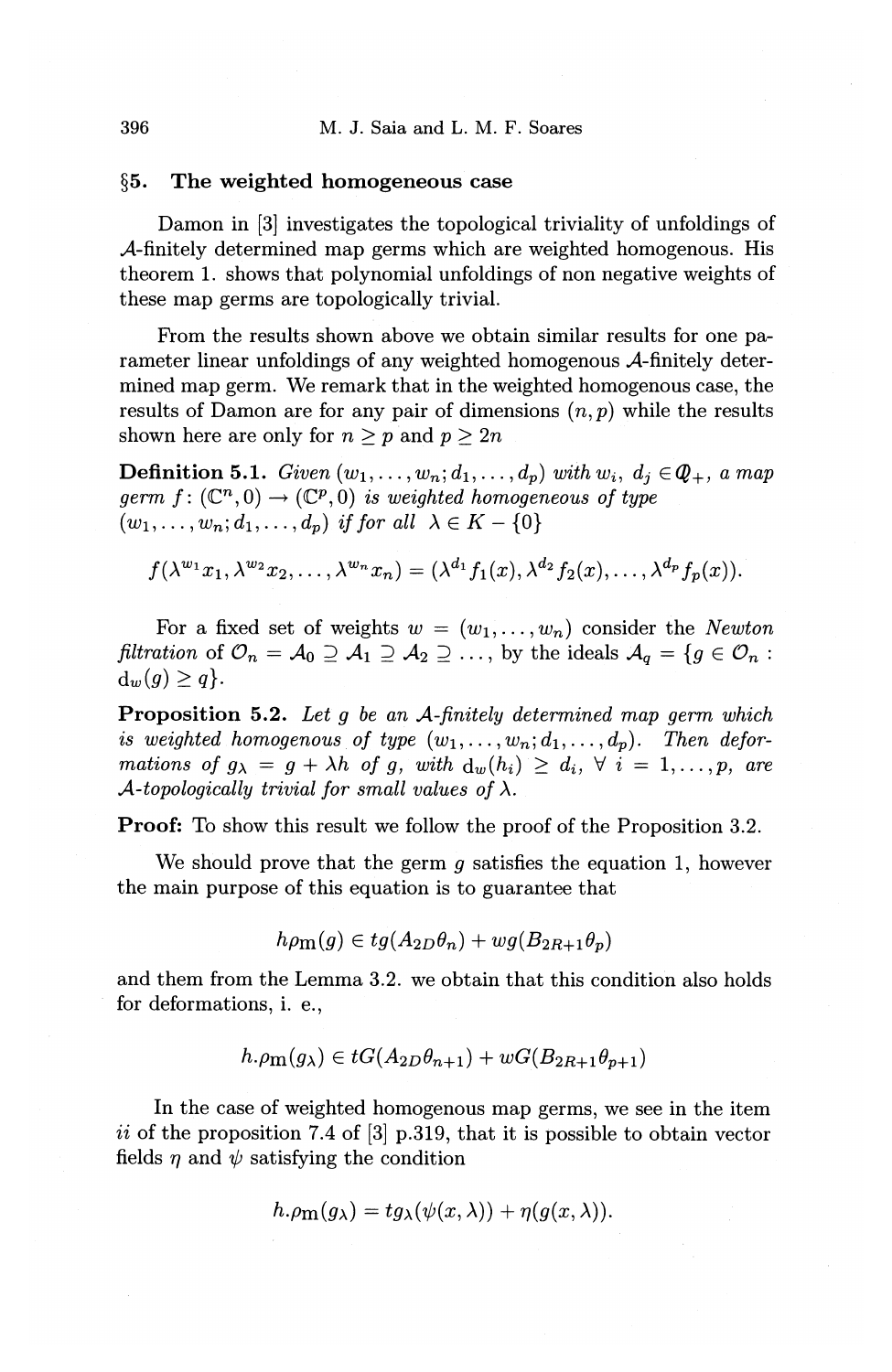## §5. The weighted homogeneous case

Damon in [3] investigates the topological triviality of unfoldings of $\mathcal{A}$-finitely determined map germs which are weighted homogenous. His theorem 1. shows that polynomial unfoldings of non negative weights of these map germs are topologically trivial.

From the results shown above we obtain similar results for one parameter linear unfoldings of any weighted homogenous $\mathcal{A}$-finitely determined map germ. We remark that in the weighted homogenous case, the results of Damon are for any pair of dimensions $(n, p)$ while the results shown here are only for $n \geq p$ and $p \geq 2n$

**Definition 5.1.** *Given $(w_1, \dots, w_n; d_1, \dots, d_p)$ with $w_i$, $d_j \in \mathbb{Q}_+$, a map germ $f\colon (\mathbb{C}^n, 0) \to (\mathbb{C}^p, 0)$ is weighted homogeneous of type $(w_1, \dots, w_n; d_1, \dots, d_p)$ if for all $\lambda \in K - \{0\}$*

$$f(\lambda^{w_1} x_1, \lambda^{w_2} x_2, \dots, \lambda^{w_n} x_n) = (\lambda^{d_1} f_1(x), \lambda^{d_2} f_2(x), \dots, \lambda^{d_p} f_p(x)).$$

For a fixed set of weights $w = (w_1, \dots, w_n)$ consider the *Newton filtration* of $\mathcal{O}_n = \mathcal{A}_0 \supseteq \mathcal{A}_1 \supseteq \mathcal{A}_2 \supseteq \dots$, by the ideals $\mathcal{A}_q = \{g \in \mathcal{O}_n : \mathrm{d}_w(g) \geq q\}$.

**Proposition 5.2.** *Let $g$ be an $\mathcal{A}$-finitely determined map germ which is weighted homogenous of type $(w_1, \dots, w_n; d_1, \dots, d_p)$. Then deformations of $g_\lambda = g + \lambda h$ of $g$, with $\mathrm{d}_w(h_i) \geq d_i$, $\forall\, i = 1, \dots, p$, are $\mathcal{A}$-topologically trivial for small values of $\lambda$.*

**Proof:** To show this result we follow the proof of the Proposition 3.2.

We should prove that the germ $g$ satisfies the equation 1, however the main purpose of this equation is to guarantee that

$$h\rho\mathrm{m}(g) \in tg(A_{2D}\theta_n) + wg(B_{2R+1}\theta_p)$$

and them from the Lemma 3.2. we obtain that this condition also holds for deformations, i. e.,

$$h.\rho\mathrm{m}(g_\lambda) \in tG(A_{2D}\theta_{n+1}) + wG(B_{2R+1}\theta_{p+1})$$

In the case of weighted homogenous map germs, we see in the item *ii* of the proposition 7.4 of [3] p.319, that it is possible to obtain vector fields $\eta$ and $\psi$ satisfying the condition

$$h.\rho\mathrm{m}(g_\lambda) = tg_\lambda(\psi(x, \lambda)) + \eta(g(x, \lambda)).$$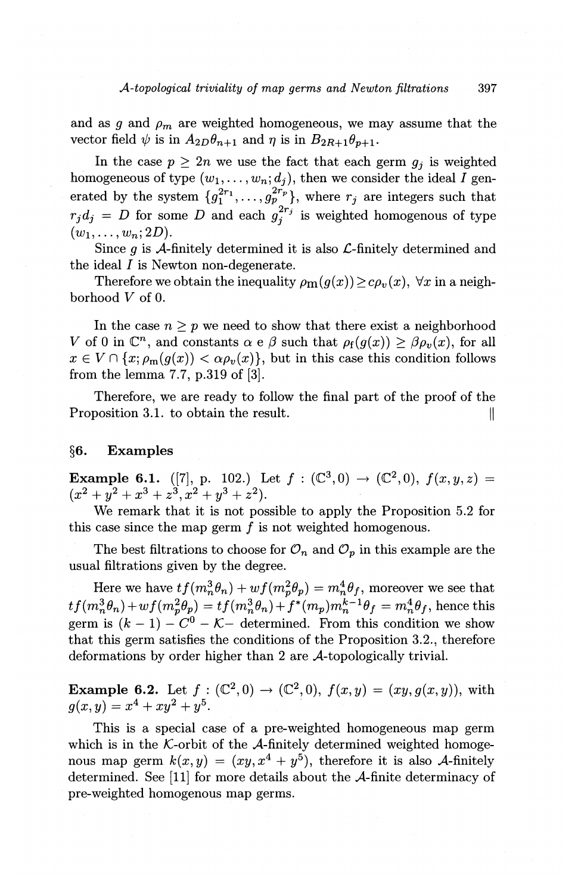and as $g$ and $\rho_m$ are weighted homogeneous, we may assume that the vector field $\psi$ is in $A_{2D}\theta_{n+1}$ and $\eta$ is in $B_{2R+1}\theta_{p+1}$.

In the case $p \geq 2n$ we use the fact that each germ $g_j$ is weighted homogeneous of type $(w_1, \ldots, w_n; d_j)$, then we consider the ideal $I$ generated by the system $\{g_1^{2r_1}, \ldots, g_p^{2r_p}\}$, where $r_j$ are integers such that $r_j d_j = D$ for some $D$ and each $g_j^{2r_j}$ is weighted homogenous of type $(w_1, \ldots, w_n; 2D)$.

Since $g$ is $\mathcal{A}$-finitely determined it is also $\mathcal{L}$-finitely determined and the ideal $I$ is Newton non-degenerate.

Therefore we obtain the inequality $\rho_{\mathrm{m}}(g(x)) \geq c\rho_v(x)$, $\forall x$ in a neighborhood $V$ of 0.

In the case $n \geq p$ we need to show that there exist a neighborhood $V$ of 0 in $\mathbb{C}^n$, and constants $\alpha$ e $\beta$ such that $\rho_{\mathrm{f}}(g(x)) \geq \beta\rho_v(x)$, for all $x \in V \cap \{x; \rho_{\mathrm{m}}(g(x)) < \alpha\rho_v(x)\}$, but in this case this condition follows from the lemma 7.7, p.319 of [3].

Therefore, we are ready to follow the final part of the proof of the Proposition 3.1. to obtain the result. $\|$

## §6. Examples

**Example 6.1.** ([7], p. 102.) Let $f : (\mathbb{C}^3, 0) \to (\mathbb{C}^2, 0)$, $f(x, y, z) = (x^2 + y^2 + x^3 + z^3, x^2 + y^3 + z^2)$.

We remark that it is not possible to apply the Proposition 5.2 for this case since the map germ $f$ is not weighted homogenous.

The best filtrations to choose for $\mathcal{O}_n$ and $\mathcal{O}_p$ in this example are the usual filtrations given by the degree.

Here we have $tf(m_n^3\theta_n) + wf(m_p^2\theta_p) = m_n^4\theta_f$, moreover we see that $tf(m_n^3\theta_n) + wf(m_p^2\theta_p) = tf(m_n^3\theta_n) + f^*(m_p)m_n^{k-1}\theta_f = m_n^4\theta_f$, hence this germ is $(k-1) - C^0 - \mathcal{K}-$ determined. From this condition we show that this germ satisfies the conditions of the Proposition 3.2., therefore deformations by order higher than 2 are $\mathcal{A}$-topologically trivial.

**Example 6.2.** Let $f : (\mathbb{C}^2, 0) \to (\mathbb{C}^2, 0)$, $f(x, y) = (xy, g(x, y))$, with $g(x, y) = x^4 + xy^2 + y^5$.

This is a special case of a pre-weighted homogeneous map germ which is in the $\mathcal{K}$-orbit of the $\mathcal{A}$-finitely determined weighted homogenous map germ $k(x, y) = (xy, x^4 + y^5)$, therefore it is also $\mathcal{A}$-finitely determined. See [11] for more details about the $\mathcal{A}$-finite determinacy of pre-weighted homogenous map germs.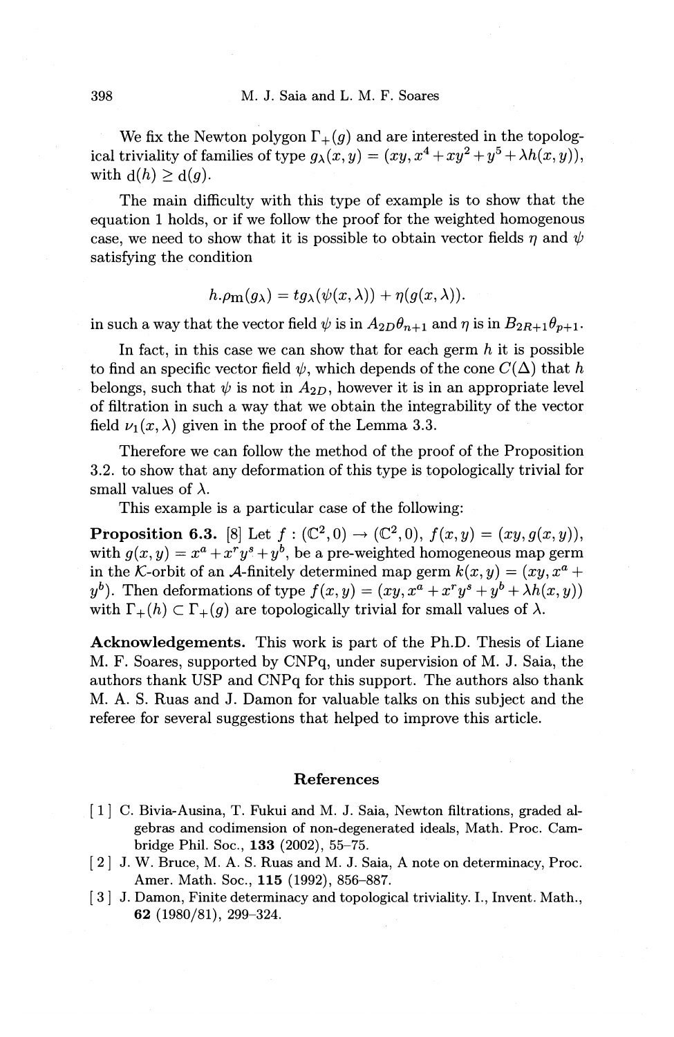We fix the Newton polygon $\Gamma_+(g)$ and are interested in the topological triviality of families of type $g_\lambda(x,y) = (xy, x^4 + xy^2 + y^5 + \lambda h(x,y))$, with $\mathrm{d}(h) \geq \mathrm{d}(g)$.

The main difficulty with this type of example is to show that the equation 1 holds, or if we follow the proof for the weighted homogenous case, we need to show that it is possible to obtain vector fields $\eta$ and $\psi$ satisfying the condition

$$h.\rho\mathrm{m}(g_\lambda) = tg_\lambda(\psi(x,\lambda)) + \eta(g(x,\lambda)).$$

in such a way that the vector field $\psi$ is in $A_{2D}\theta_{n+1}$ and $\eta$ is in $B_{2R+1}\theta_{p+1}$.

In fact, in this case we can show that for each germ $h$ it is possible to find an specific vector field $\psi$, which depends of the cone $C(\Delta)$ that $h$ belongs, such that $\psi$ is not in $A_{2D}$, however it is in an appropriate level of filtration in such a way that we obtain the integrability of the vector field $\nu_1(x,\lambda)$ given in the proof of the Lemma 3.3.

Therefore we can follow the method of the proof of the Proposition 3.2. to show that any deformation of this type is topologically trivial for small values of $\lambda$.

This example is a particular case of the following:

**Proposition 6.3.** [8] Let $f : (\mathbb{C}^2, 0) \to (\mathbb{C}^2, 0)$, $f(x,y) = (xy, g(x,y))$, with $g(x,y) = x^a + x^r y^s + y^b$, be a pre-weighted homogeneous map germ in the $\mathcal{K}$-orbit of an $\mathcal{A}$-finitely determined map germ $k(x,y) = (xy, x^a + y^b)$. Then deformations of type $f(x,y) = (xy, x^a + x^r y^s + y^b + \lambda h(x,y))$ with $\Gamma_+(h) \subset \Gamma_+(g)$ are topologically trivial for small values of $\lambda$.

**Acknowledgements.** This work is part of the Ph.D. Thesis of Liane M. F. Soares, supported by CNPq, under supervision of M. J. Saia, the authors thank USP and CNPq for this support. The authors also thank M. A. S. Ruas and J. Damon for valuable talks on this subject and the referee for several suggestions that helped to improve this article.

## References

[1] C. Bivia-Ausina, T. Fukui and M. J. Saia, Newton filtrations, graded algebras and codimension of non-degenerated ideals, Math. Proc. Cambridge Phil. Soc., **133** (2002), 55–75.

[2] J. W. Bruce, M. A. S. Ruas and M. J. Saia, A note on determinacy, Proc. Amer. Math. Soc., **115** (1992), 856–887.

[3] J. Damon, Finite determinacy and topological triviality. I., Invent. Math., **62** (1980/81), 299–324.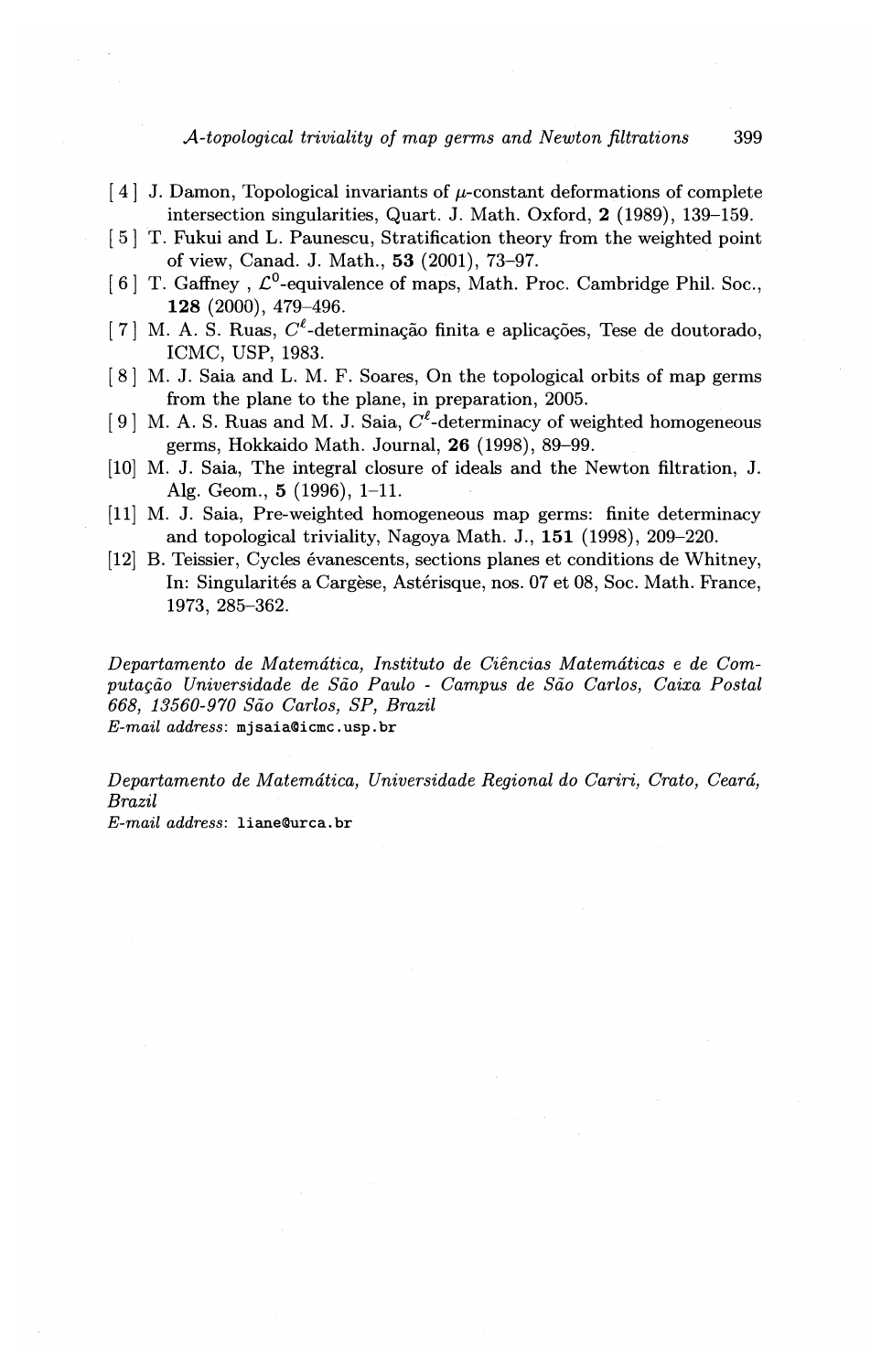[4] J. Damon, Topological invariants of $\mu$-constant deformations of complete intersection singularities, Quart. J. Math. Oxford, **2** (1989), 139–159.

[5] T. Fukui and L. Paunescu, Stratification theory from the weighted point of view, Canad. J. Math., **53** (2001), 73–97.

[6] T. Gaffney , $\mathcal{L}^0$-equivalence of maps, Math. Proc. Cambridge Phil. Soc., **128** (2000), 479–496.

[7] M. A. S. Ruas, $C^\ell$-determinação finita e aplicações, Tese de doutorado, ICMC, USP, 1983.

[8] M. J. Saia and L. M. F. Soares, On the topological orbits of map germs from the plane to the plane, in preparation, 2005.

[9] M. A. S. Ruas and M. J. Saia, $C^\ell$-determinacy of weighted homogeneous germs, Hokkaido Math. Journal, **26** (1998), 89–99.

[10] M. J. Saia, The integral closure of ideals and the Newton filtration, J. Alg. Geom., **5** (1996), 1–11.

[11] M. J. Saia, Pre-weighted homogeneous map germs: finite determinacy and topological triviality, Nagoya Math. J., **151** (1998), 209–220.

[12] B. Teissier, Cycles évanescents, sections planes et conditions de Whitney, In: Singularités a Cargèse, Astérisque, nos. 07 et 08, Soc. Math. France, 1973, 285–362.

*Departamento de Matemática, Instituto de Ciências Matemáticas e de Computação Universidade de São Paulo - Campus de São Carlos, Caixa Postal 668, 13560-970 São Carlos, SP, Brazil*
*E-mail address*: mjsaia@icmc.usp.br

*Departamento de Matemática, Universidade Regional do Cariri, Crato, Ceará, Brazil*
*E-mail address*: liane@urca.br